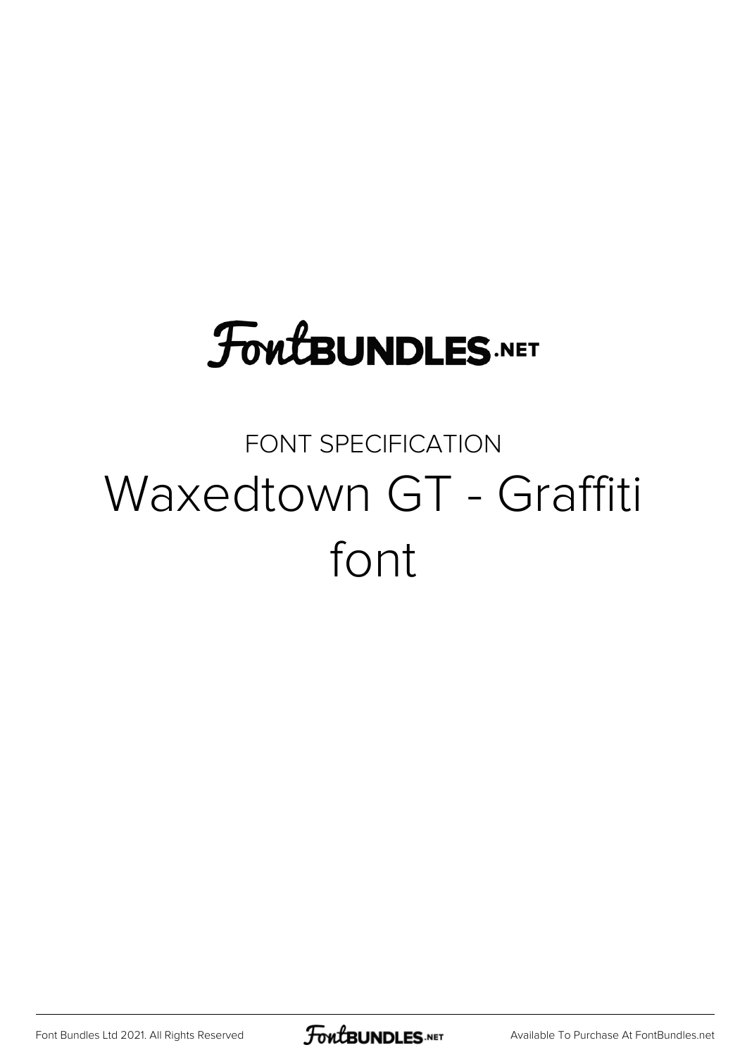# FontBUNDLES.NET

FONT SPECIFICATION

## Waxedtown GT - Graffiti font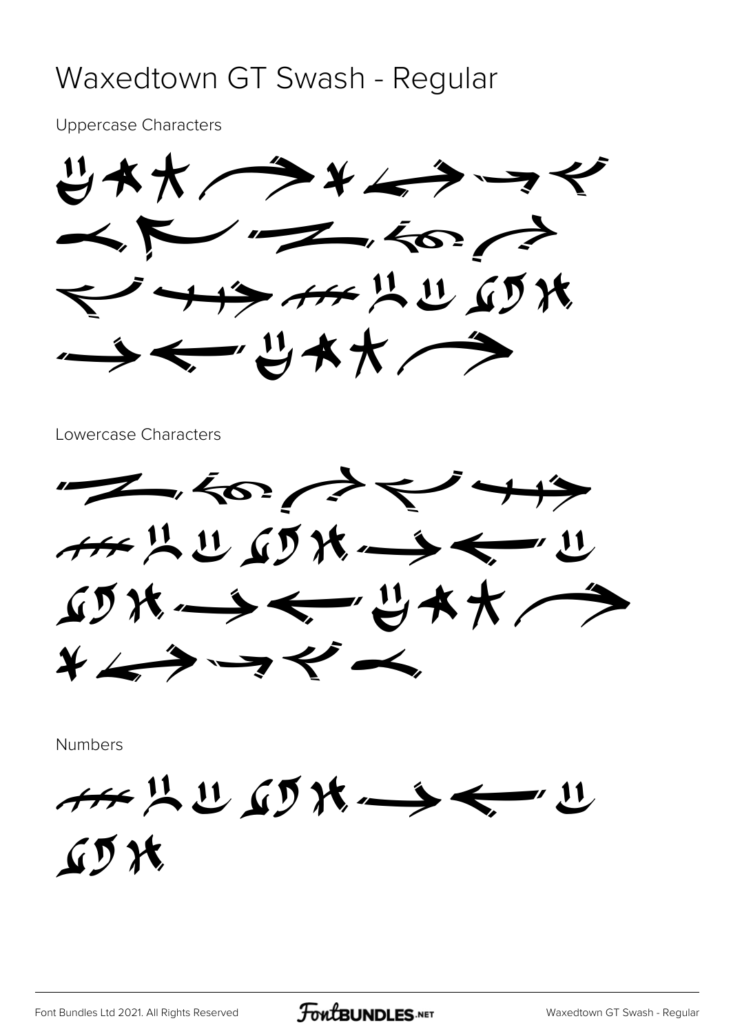# Waxedtown GT Swash - Regular

Uppercase Characters

Lowercase Characters

Numbers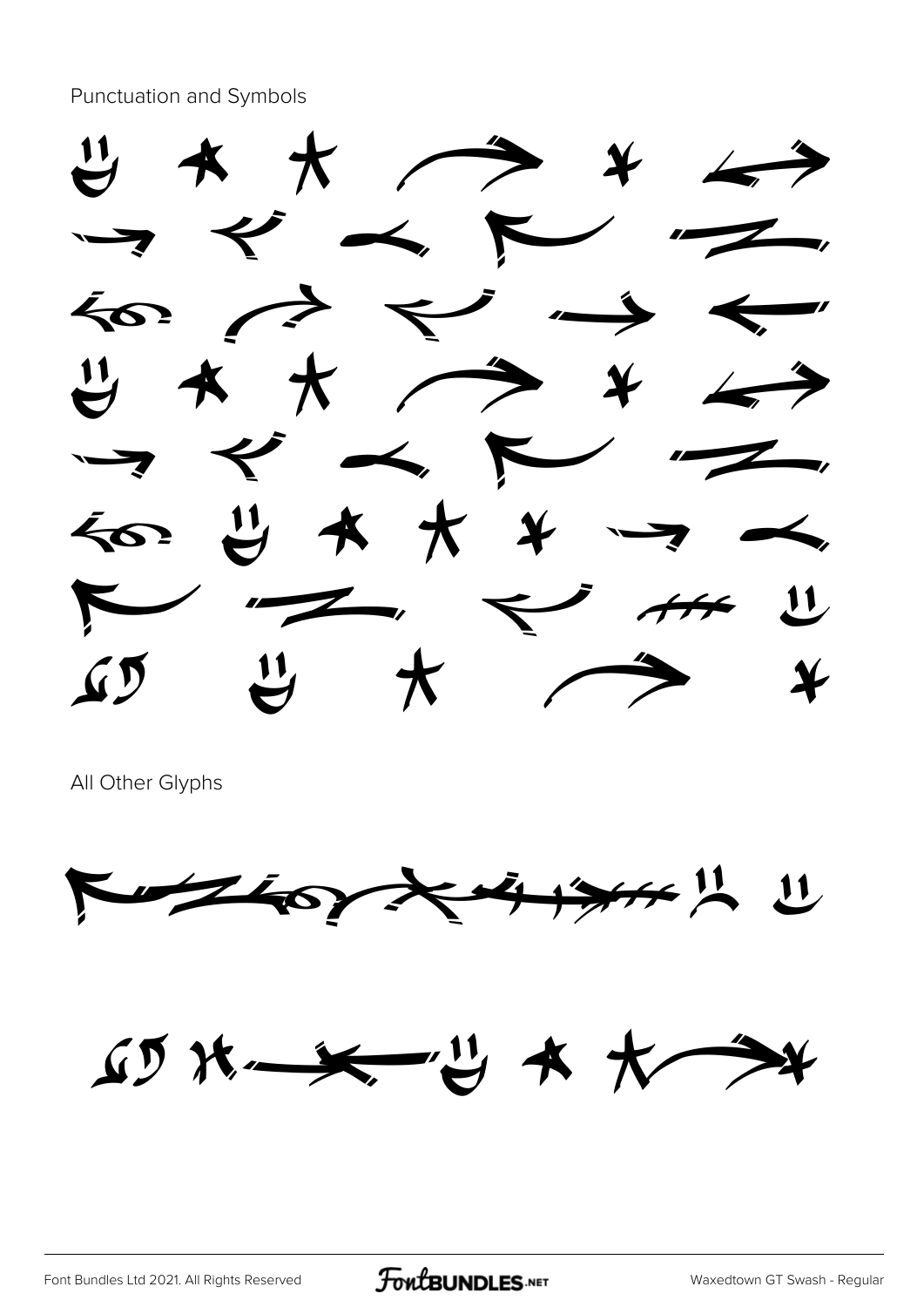Punctuation and Symbols

All Other Glyphs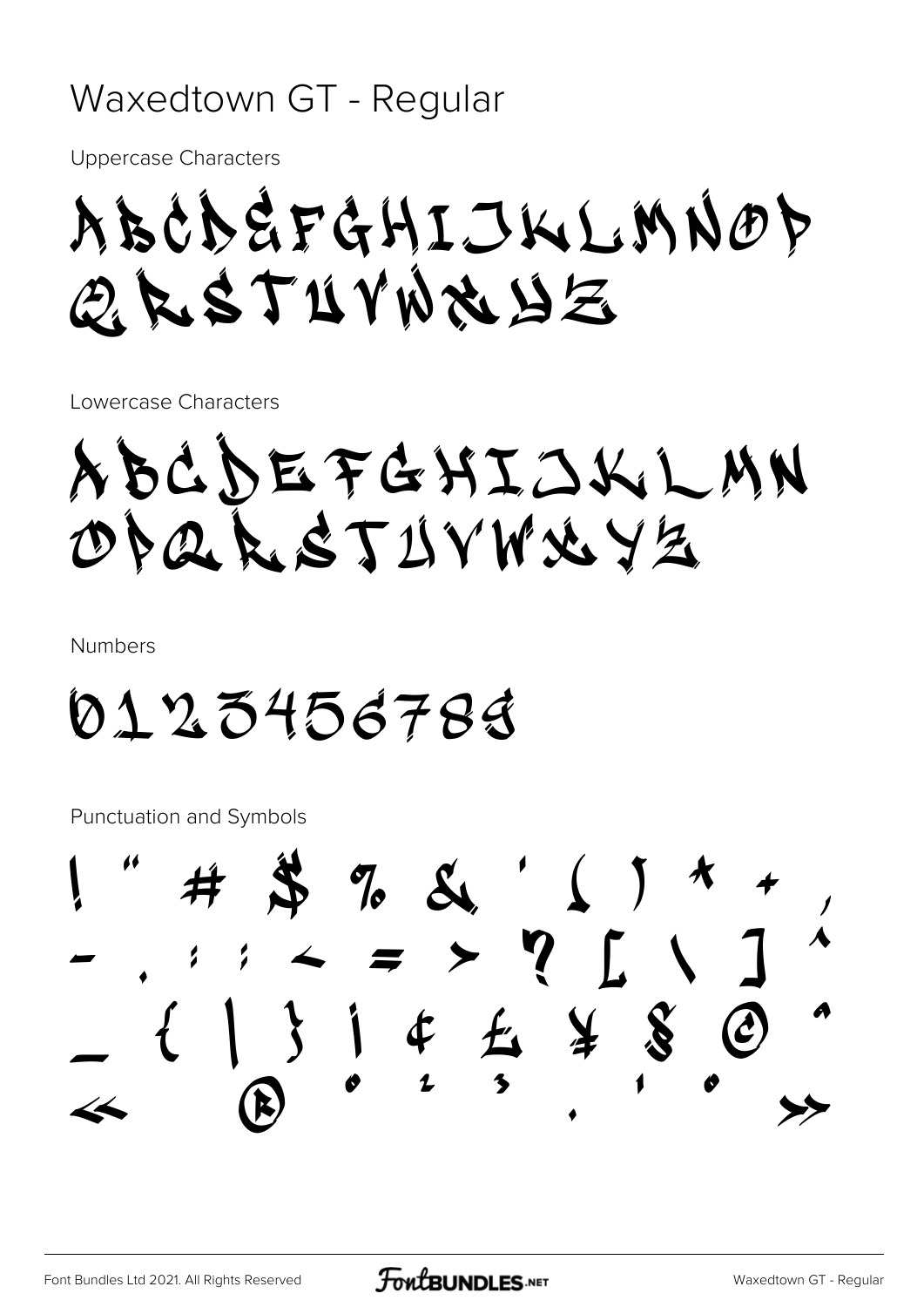# Waxedtown GT - Regular

Uppercase Characters

ABCDEFGHIJKLMNOP
QRSTUVWXYZ

Lowercase Characters

abcdefghijklmn
opqrstuvwxyz

Numbers

0123456789

Punctuation and Symbols

! " # $ % & ' ( ) * + ,
- . : ; < = > ? [ \ ] ^
_ { | } ¡ ¢ £ ¥ § © ª
« ® ° ² ³ · ¹ º »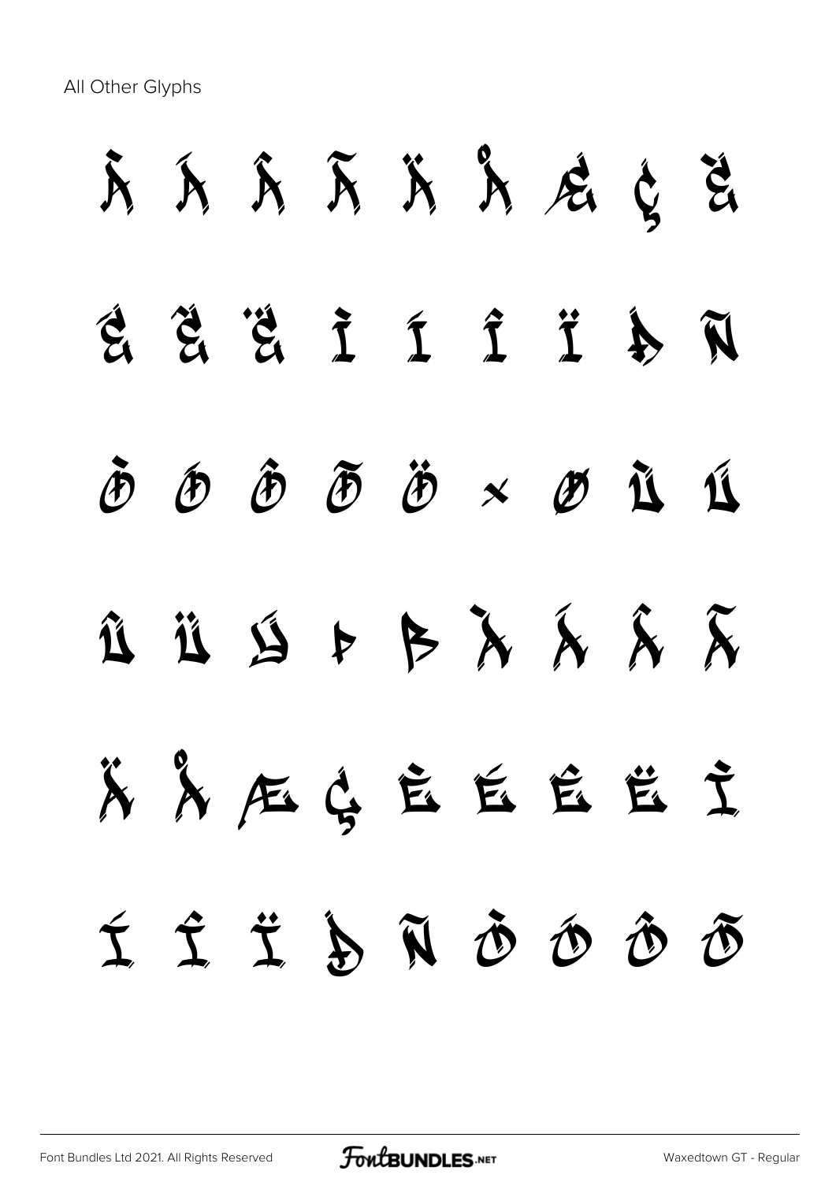All Other Glyphs

À Á Â Ã Ä Å Æ Ç È

É Ê Ë Ì Í Î Ï Ð Ñ

Ò Ó Ô Õ Ö × Ø Ù Ú

Û Ü Ý Þ ß à á â ã

ä å æ ç è é ê ë ì

í î ï ð ñ ò ó ô õ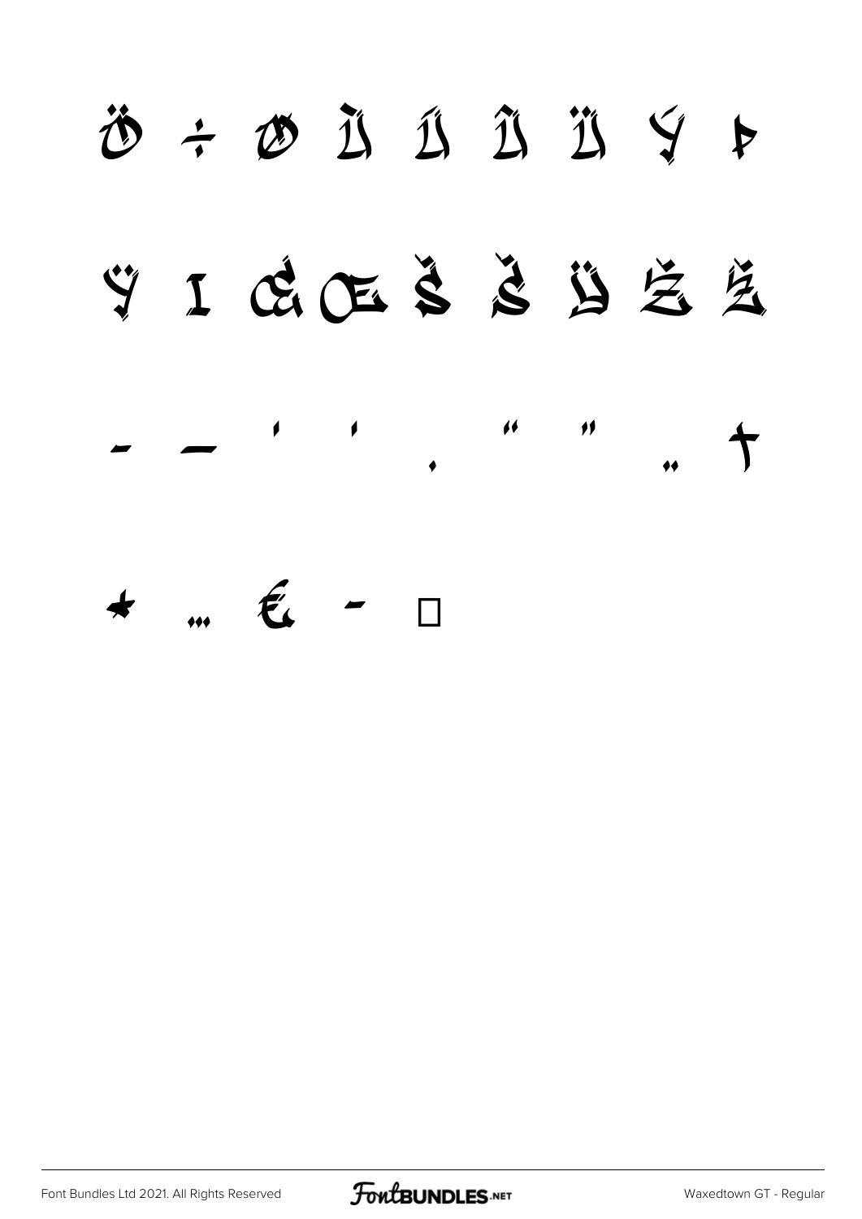Ö ÷ Ø Ù Ú Û Ü Ý Þ

ÿ ı Œ œ Š š Ÿ Ž ž

– — ' ' ‚ " " „ †

• … € − □

Font Bundles Ltd 2021. All Rights Reserved

Waxedtown GT - Regular